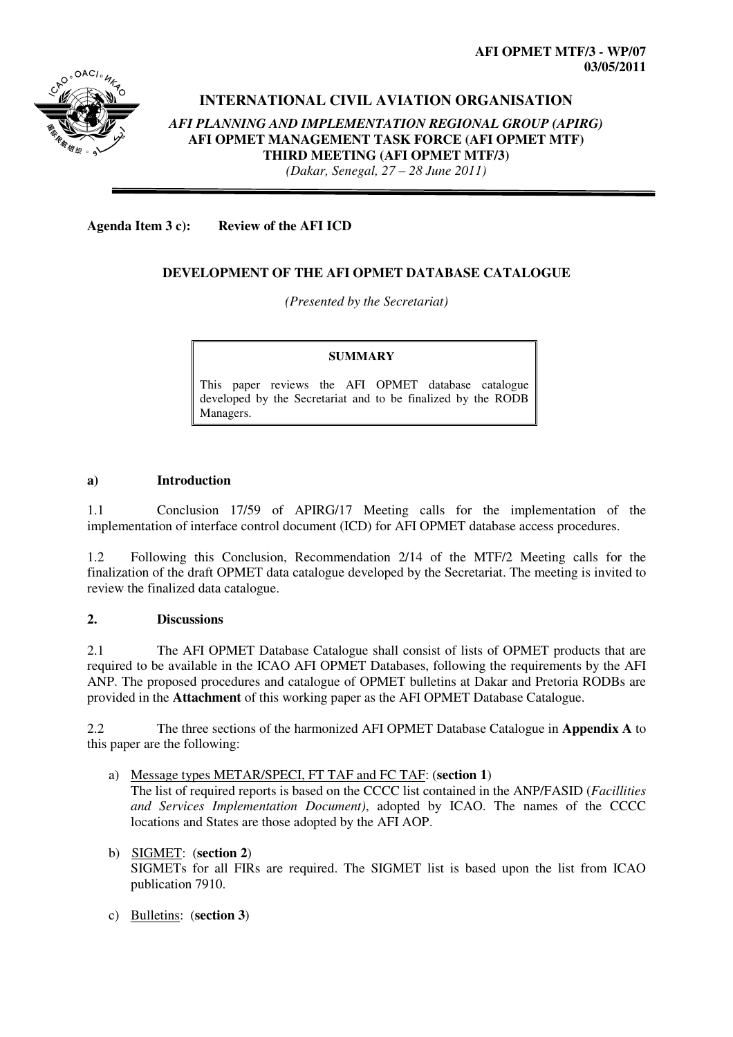**AFI OPMET MTF/3 - WP/07**
**03/05/2011**

# INTERNATIONAL CIVIL AVIATION ORGANISATION

***AFI PLANNING AND IMPLEMENTATION REGIONAL GROUP (APIRG)***
**AFI OPMET MANAGEMENT TASK FORCE (AFI OPMET MTF)**
**THIRD MEETING (AFI OPMET MTF/3)**
*(Dakar, Senegal, 27 – 28 June 2011)*

---

**Agenda Item 3 c): Review of the AFI ICD**

## DEVELOPMENT OF THE AFI OPMET DATABASE CATALOGUE

*(Presented by the Secretariat)*

> **SUMMARY**
>
> This paper reviews the AFI OPMET database catalogue developed by the Secretariat and to be finalized by the RODB Managers.

### a) Introduction

1.1 Conclusion 17/59 of APIRG/17 Meeting calls for the implementation of the implementation of interface control document (ICD) for AFI OPMET database access procedures.

1.2 Following this Conclusion, Recommendation 2/14 of the MTF/2 Meeting calls for the finalization of the draft OPMET data catalogue developed by the Secretariat. The meeting is invited to review the finalized data catalogue.

### 2. Discussions

2.1 The AFI OPMET Database Catalogue shall consist of lists of OPMET products that are required to be available in the ICAO AFI OPMET Databases, following the requirements by the AFI ANP. The proposed procedures and catalogue of OPMET bulletins at Dakar and Pretoria RODBs are provided in the **Attachment** of this working paper as the AFI OPMET Database Catalogue.

2.2 The three sections of the harmonized AFI OPMET Database Catalogue in **Appendix A** to this paper are the following:

a) Message types METAR/SPECI, FT TAF and FC TAF: (**section 1**)
The list of required reports is based on the CCCC list contained in the ANP/FASID (*Facillities and Services Implementation Document)*, adopted by ICAO. The names of the CCCC locations and States are those adopted by the AFI AOP.

b) SIGMET: (**section 2**)
SIGMETs for all FIRs are required. The SIGMET list is based upon the list from ICAO publication 7910.

c) Bulletins: (**section 3**)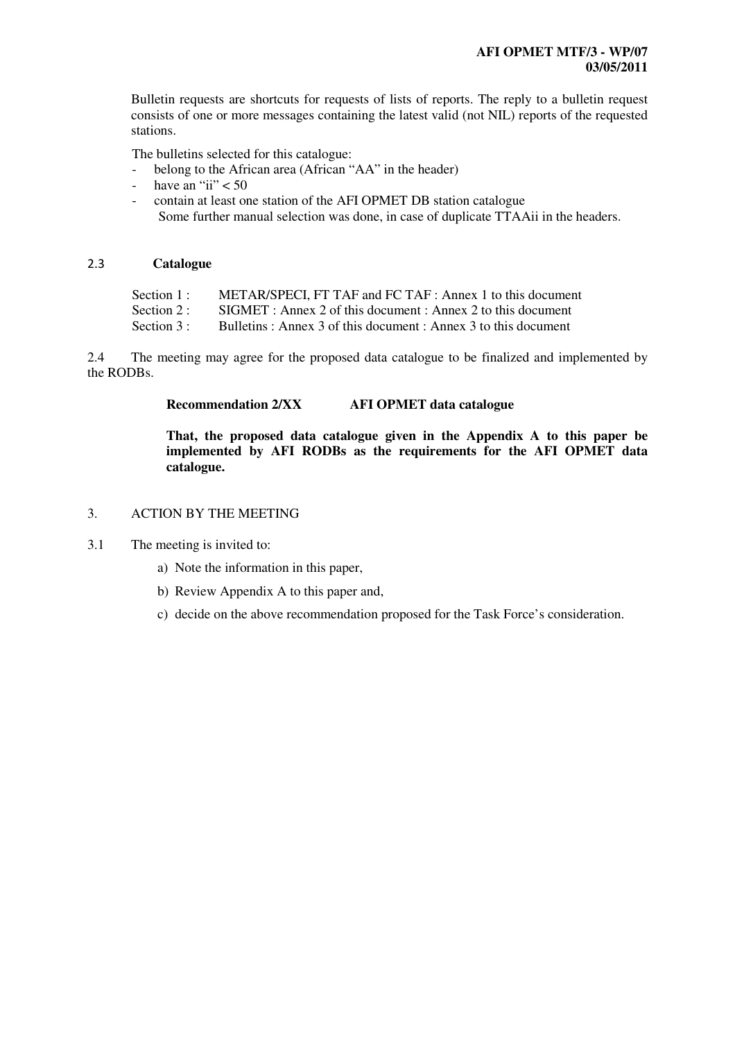Bulletin requests are shortcuts for requests of lists of reports. The reply to a bulletin request consists of one or more messages containing the latest valid (not NIL) reports of the requested stations.

The bulletins selected for this catalogue:

- belong to the African area (African "AA" in the header)
- have an "ii" < 50
- contain at least one station of the AFI OPMET DB station catalogue
  Some further manual selection was done, in case of duplicate TTAAii in the headers.

## 2.3 Catalogue

Section 1 : METAR/SPECI, FT TAF and FC TAF : Annex 1 to this document
Section 2 : SIGMET : Annex 2 of this document : Annex 2 to this document
Section 3 : Bulletins : Annex 3 of this document : Annex 3 to this document

2.4 The meeting may agree for the proposed data catalogue to be finalized and implemented by the RODBs.

**Recommendation 2/XX AFI OPMET data catalogue**

**That, the proposed data catalogue given in the Appendix A to this paper be implemented by AFI RODBs as the requirements for the AFI OPMET data catalogue.**

## 3. ACTION BY THE MEETING

3.1 The meeting is invited to:

a) Note the information in this paper,

b) Review Appendix A to this paper and,

c) decide on the above recommendation proposed for the Task Force's consideration.